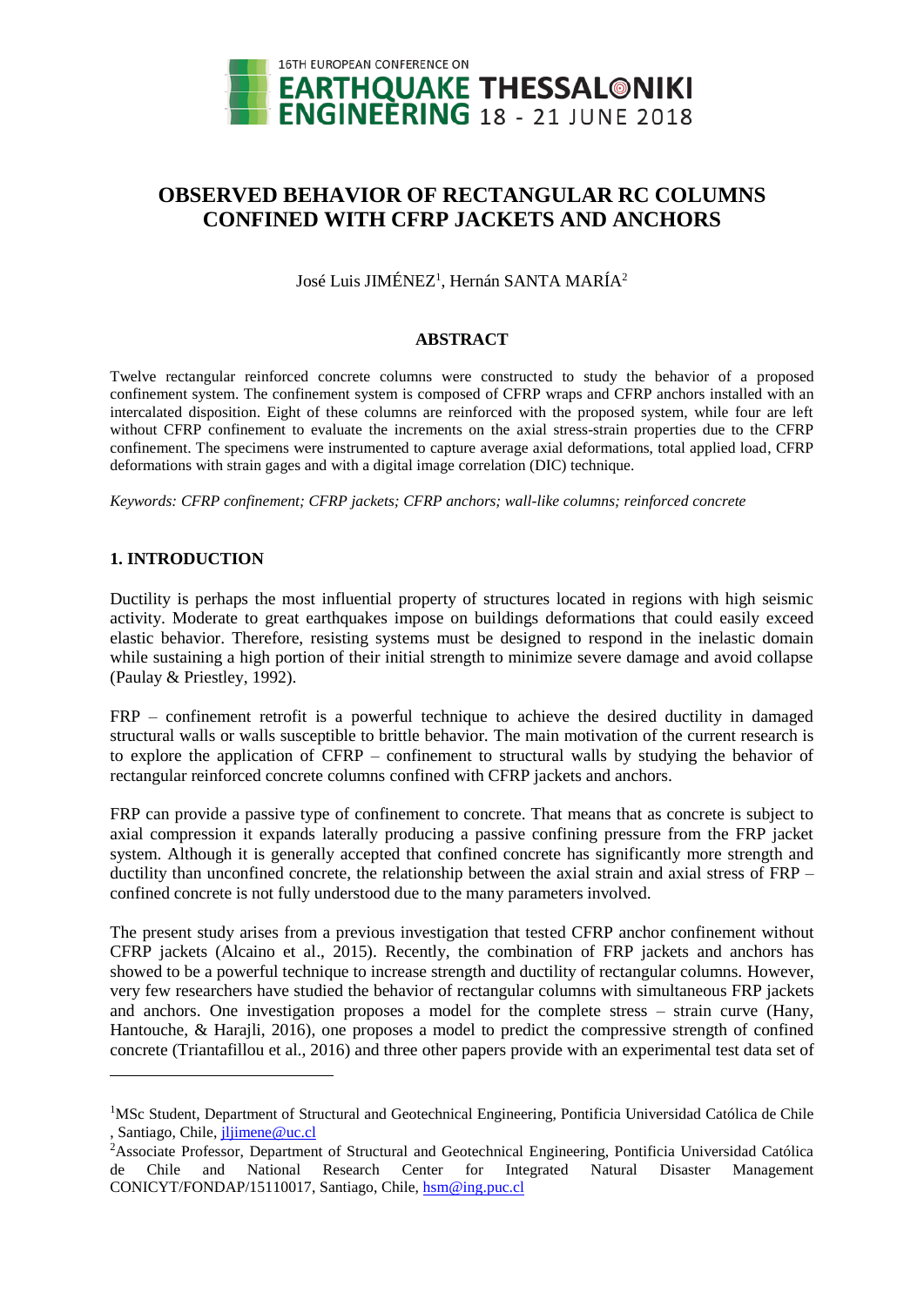# OBSERVED BEHAVIOR OF RECTANGULAR RC COLUMNS CONFINED WITH CFRP JACKETS AND ANCHORS

José Luis JIMÉNEZ[1], Hernán SANTA MARÍA[2]

## ABSTRACT

Twelve rectangular reinforced concrete columns were constructed to study the behavior of a proposed confinement system. The confinement system is composed of CFRP wraps and CFRP anchors installed with an intercalated disposition. Eight of these columns are reinforced with the proposed system, while four are left without CFRP confinement to evaluate the increments on the axial stress-strain properties due to the CFRP confinement. The specimens were instrumented to capture average axial deformations, total applied load, CFRP deformations with strain gages and with a digital image correlation (DIC) technique.

*Keywords: CFRP confinement; CFRP jackets; CFRP anchors; wall-like columns; reinforced concrete*

## 1. INTRODUCTION

Ductility is perhaps the most influential property of structures located in regions with high seismic activity. Moderate to great earthquakes impose on buildings deformations that could easily exceed elastic behavior. Therefore, resisting systems must be designed to respond in the inelastic domain while sustaining a high portion of their initial strength to minimize severe damage and avoid collapse (Paulay & Priestley, 1992).

FRP – confinement retrofit is a powerful technique to achieve the desired ductility in damaged structural walls or walls susceptible to brittle behavior. The main motivation of the current research is to explore the application of CFRP – confinement to structural walls by studying the behavior of rectangular reinforced concrete columns confined with CFRP jackets and anchors.

FRP can provide a passive type of confinement to concrete. That means that as concrete is subject to axial compression it expands laterally producing a passive confining pressure from the FRP jacket system. Although it is generally accepted that confined concrete has significantly more strength and ductility than unconfined concrete, the relationship between the axial strain and axial stress of FRP – confined concrete is not fully understood due to the many parameters involved.

The present study arises from a previous investigation that tested CFRP anchor confinement without CFRP jackets (Alcaino et al., 2015). Recently, the combination of FRP jackets and anchors has showed to be a powerful technique to increase strength and ductility of rectangular columns. However, very few researchers have studied the behavior of rectangular columns with simultaneous FRP jackets and anchors. One investigation proposes a model for the complete stress – strain curve (Hany, Hantouche, & Harajli, 2016), one proposes a model to predict the compressive strength of confined concrete (Triantafillou et al., 2016) and three other papers provide with an experimental test data set of

---

[1]MSc Student, Department of Structural and Geotechnical Engineering, Pontificia Universidad Católica de Chile, Santiago, Chile, jljimene@uc.cl

[2]Associate Professor, Department of Structural and Geotechnical Engineering, Pontificia Universidad Católica de Chile and National Research Center for Integrated Natural Disaster Management CONICYT/FONDAP/15110017, Santiago, Chile, hsm@ing.puc.cl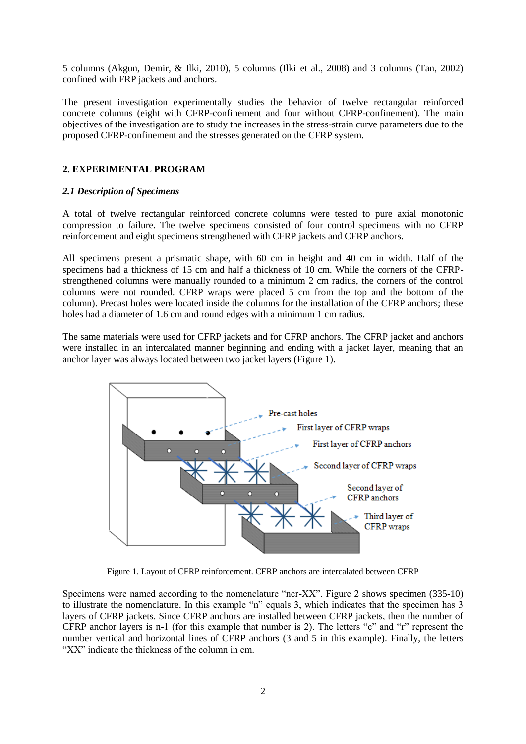5 columns (Akgun, Demir, & Ilki, 2010), 5 columns (Ilki et al., 2008) and 3 columns (Tan, 2002) confined with FRP jackets and anchors.

The present investigation experimentally studies the behavior of twelve rectangular reinforced concrete columns (eight with CFRP-confinement and four without CFRP-confinement). The main objectives of the investigation are to study the increases in the stress-strain curve parameters due to the proposed CFRP-confinement and the stresses generated on the CFRP system.

## 2. EXPERIMENTAL PROGRAM

### *2.1 Description of Specimens*

A total of twelve rectangular reinforced concrete columns were tested to pure axial monotonic compression to failure. The twelve specimens consisted of four control specimens with no CFRP reinforcement and eight specimens strengthened with CFRP jackets and CFRP anchors.

All specimens present a prismatic shape, with 60 cm in height and 40 cm in width. Half of the specimens had a thickness of 15 cm and half a thickness of 10 cm. While the corners of the CFRP-strengthened columns were manually rounded to a minimum 2 cm radius, the corners of the control columns were not rounded. CFRP wraps were placed 5 cm from the top and the bottom of the column). Precast holes were located inside the columns for the installation of the CFRP anchors; these holes had a diameter of 1.6 cm and round edges with a minimum 1 cm radius.

The same materials were used for CFRP jackets and for CFRP anchors. The CFRP jacket and anchors were installed in an intercalated manner beginning and ending with a jacket layer, meaning that an anchor layer was always located between two jacket layers (Figure 1).

Figure 1. Layout of CFRP reinforcement. CFRP anchors are intercalated between CFRP

Specimens were named according to the nomenclature "ncr-XX". Figure 2 shows specimen (335-10) to illustrate the nomenclature. In this example "n" equals 3, which indicates that the specimen has 3 layers of CFRP jackets. Since CFRP anchors are installed between CFRP jackets, then the number of CFRP anchor layers is n-1 (for this example that number is 2). The letters "c" and "r" represent the number vertical and horizontal lines of CFRP anchors (3 and 5 in this example). Finally, the letters "XX" indicate the thickness of the column in cm.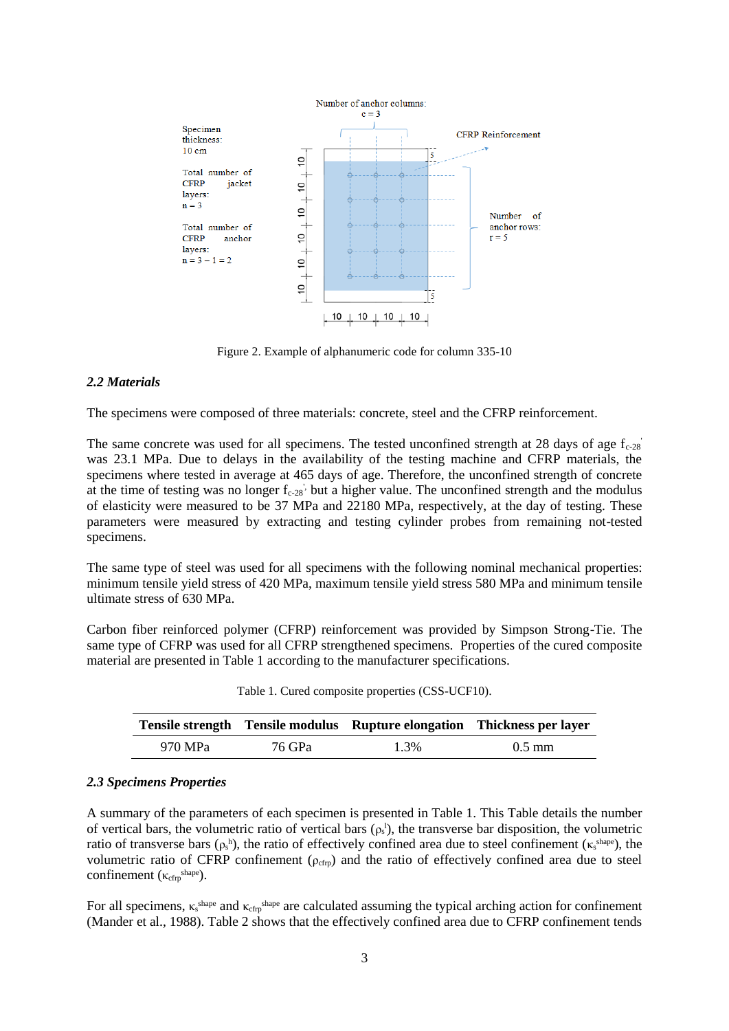Figure 2. Example of alphanumeric code for column 335-10

### *2.2 Materials*

The specimens were composed of three materials: concrete, steel and the CFRP reinforcement.

The same concrete was used for all specimens. The tested unconfined strength at 28 days of age $f_{c-28}'$ was 23.1 MPa. Due to delays in the availability of the testing machine and CFRP materials, the specimens where tested in average at 465 days of age. Therefore, the unconfined strength of concrete at the time of testing was no longer $f_{c-28}'$ but a higher value. The unconfined strength and the modulus of elasticity were measured to be 37 MPa and 22180 MPa, respectively, at the day of testing. These parameters were measured by extracting and testing cylinder probes from remaining not-tested specimens.

The same type of steel was used for all specimens with the following nominal mechanical properties: minimum tensile yield stress of 420 MPa, maximum tensile yield stress 580 MPa and minimum tensile ultimate stress of 630 MPa.

Carbon fiber reinforced polymer (CFRP) reinforcement was provided by Simpson Strong-Tie. The same type of CFRP was used for all CFRP strengthened specimens. Properties of the cured composite material are presented in Table 1 according to the manufacturer specifications.

Table 1. Cured composite properties (CSS-UCF10).

| Tensile strength | Tensile modulus | Rupture elongation | Thickness per layer |
|---|---|---|---|
| 970 MPa | 76 GPa | 1.3% | 0.5 mm |

### *2.3 Specimens Properties*

A summary of the parameters of each specimen is presented in Table 1. This Table details the number of vertical bars, the volumetric ratio of vertical bars ($\rho_s^l$), the transverse bar disposition, the volumetric ratio of transverse bars ($\rho_s^h$), the ratio of effectively confined area due to steel confinement ($\kappa_s^{shape}$), the volumetric ratio of CFRP confinement ($\rho_{cfrp}$) and the ratio of effectively confined area due to steel confinement ($\kappa_{cfrp}^{shape}$).

For all specimens, $\kappa_s^{shape}$ and $\kappa_{cfrp}^{shape}$ are calculated assuming the typical arching action for confinement (Mander et al., 1988). Table 2 shows that the effectively confined area due to CFRP confinement tends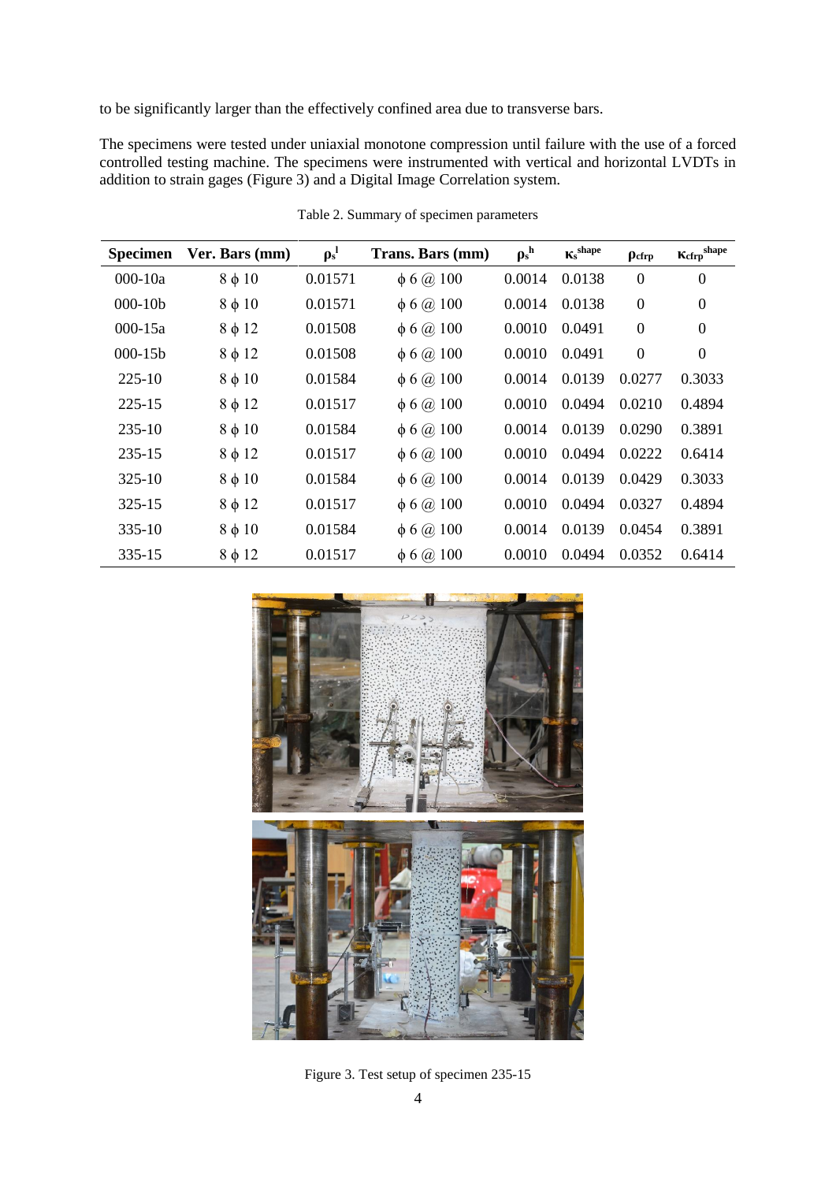to be significantly larger than the effectively confined area due to transverse bars.

The specimens were tested under uniaxial monotone compression until failure with the use of a forced controlled testing machine. The specimens were instrumented with vertical and horizontal LVDTs in addition to strain gages (Figure 3) and a Digital Image Correlation system.

Table 2. Summary of specimen parameters

| Specimen | Ver. Bars (mm) | $\rho_s^l$ | Trans. Bars (mm) | $\rho_s^h$ | $\kappa_s^{shape}$ | $\rho_{cfrp}$ | $\kappa_{cfrp}^{shape}$ |
|---|---|---|---|---|---|---|---|
| 000-10a | 8 ϕ 10 | 0.01571 | ϕ 6 @ 100 | 0.0014 | 0.0138 | 0 | 0 |
| 000-10b | 8 ϕ 10 | 0.01571 | ϕ 6 @ 100 | 0.0014 | 0.0138 | 0 | 0 |
| 000-15a | 8 ϕ 12 | 0.01508 | ϕ 6 @ 100 | 0.0010 | 0.0491 | 0 | 0 |
| 000-15b | 8 ϕ 12 | 0.01508 | ϕ 6 @ 100 | 0.0010 | 0.0491 | 0 | 0 |
| 225-10 | 8 ϕ 10 | 0.01584 | ϕ 6 @ 100 | 0.0014 | 0.0139 | 0.0277 | 0.3033 |
| 225-15 | 8 ϕ 12 | 0.01517 | ϕ 6 @ 100 | 0.0010 | 0.0494 | 0.0210 | 0.4894 |
| 235-10 | 8 ϕ 10 | 0.01584 | ϕ 6 @ 100 | 0.0014 | 0.0139 | 0.0290 | 0.3891 |
| 235-15 | 8 ϕ 12 | 0.01517 | ϕ 6 @ 100 | 0.0010 | 0.0494 | 0.0222 | 0.6414 |
| 325-10 | 8 ϕ 10 | 0.01584 | ϕ 6 @ 100 | 0.0014 | 0.0139 | 0.0429 | 0.3033 |
| 325-15 | 8 ϕ 12 | 0.01517 | ϕ 6 @ 100 | 0.0010 | 0.0494 | 0.0327 | 0.4894 |
| 335-10 | 8 ϕ 10 | 0.01584 | ϕ 6 @ 100 | 0.0014 | 0.0139 | 0.0454 | 0.3891 |
| 335-15 | 8 ϕ 12 | 0.01517 | ϕ 6 @ 100 | 0.0010 | 0.0494 | 0.0352 | 0.6414 |

Figure 3. Test setup of specimen 235-15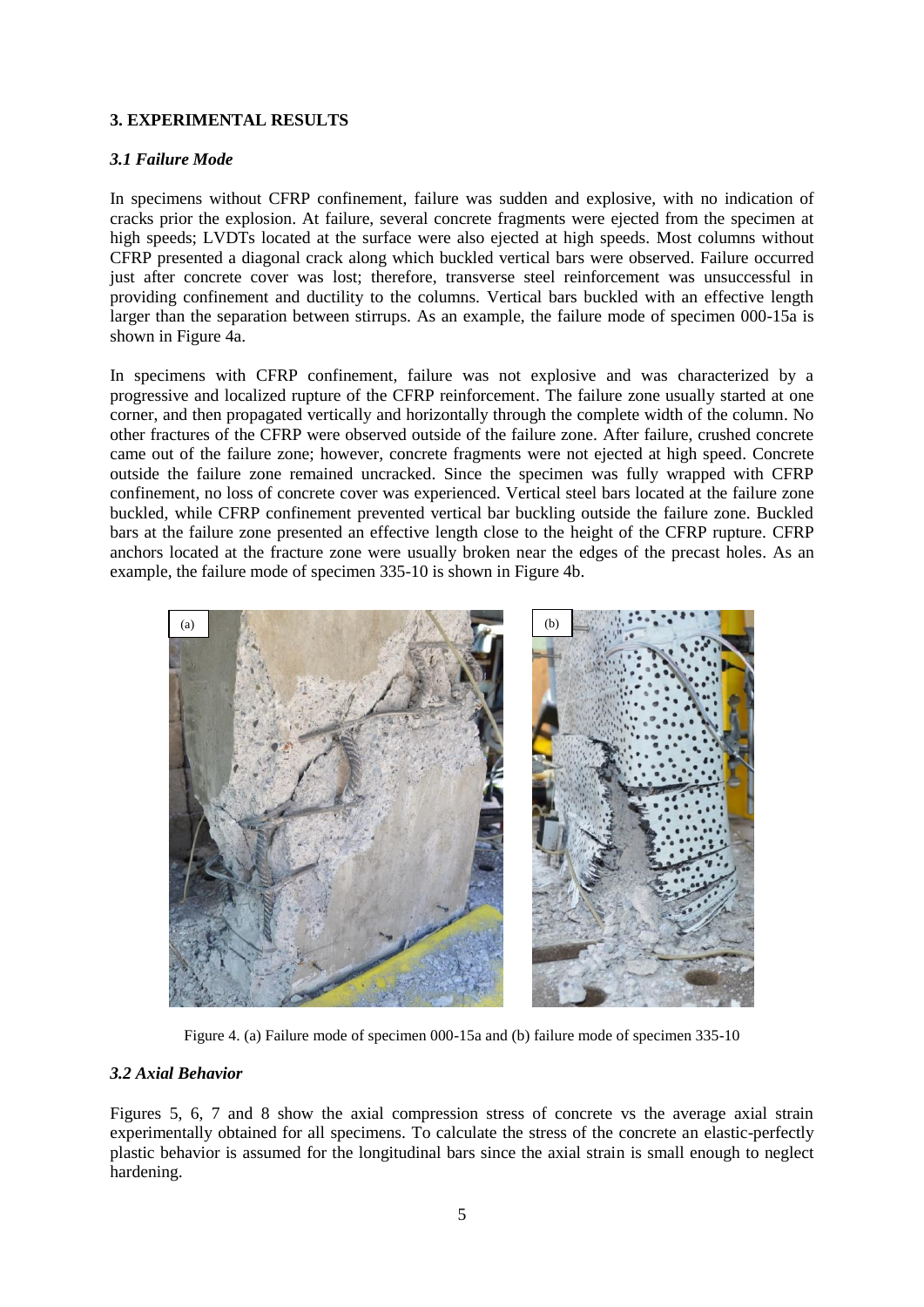## 3. EXPERIMENTAL RESULTS

### *3.1 Failure Mode*

In specimens without CFRP confinement, failure was sudden and explosive, with no indication of cracks prior the explosion. At failure, several concrete fragments were ejected from the specimen at high speeds; LVDTs located at the surface were also ejected at high speeds. Most columns without CFRP presented a diagonal crack along which buckled vertical bars were observed. Failure occurred just after concrete cover was lost; therefore, transverse steel reinforcement was unsuccessful in providing confinement and ductility to the columns. Vertical bars buckled with an effective length larger than the separation between stirrups. As an example, the failure mode of specimen 000-15a is shown in Figure 4a.

In specimens with CFRP confinement, failure was not explosive and was characterized by a progressive and localized rupture of the CFRP reinforcement. The failure zone usually started at one corner, and then propagated vertically and horizontally through the complete width of the column. No other fractures of the CFRP were observed outside of the failure zone. After failure, crushed concrete came out of the failure zone; however, concrete fragments were not ejected at high speed. Concrete outside the failure zone remained uncracked. Since the specimen was fully wrapped with CFRP confinement, no loss of concrete cover was experienced. Vertical steel bars located at the failure zone buckled, while CFRP confinement prevented vertical bar buckling outside the failure zone. Buckled bars at the failure zone presented an effective length close to the height of the CFRP rupture. CFRP anchors located at the fracture zone were usually broken near the edges of the precast holes. As an example, the failure mode of specimen 335-10 is shown in Figure 4b.

Figure 4. (a) Failure mode of specimen 000-15a and (b) failure mode of specimen 335-10

### *3.2 Axial Behavior*

Figures 5, 6, 7 and 8 show the axial compression stress of concrete vs the average axial strain experimentally obtained for all specimens. To calculate the stress of the concrete an elastic-perfectly plastic behavior is assumed for the longitudinal bars since the axial strain is small enough to neglect hardening.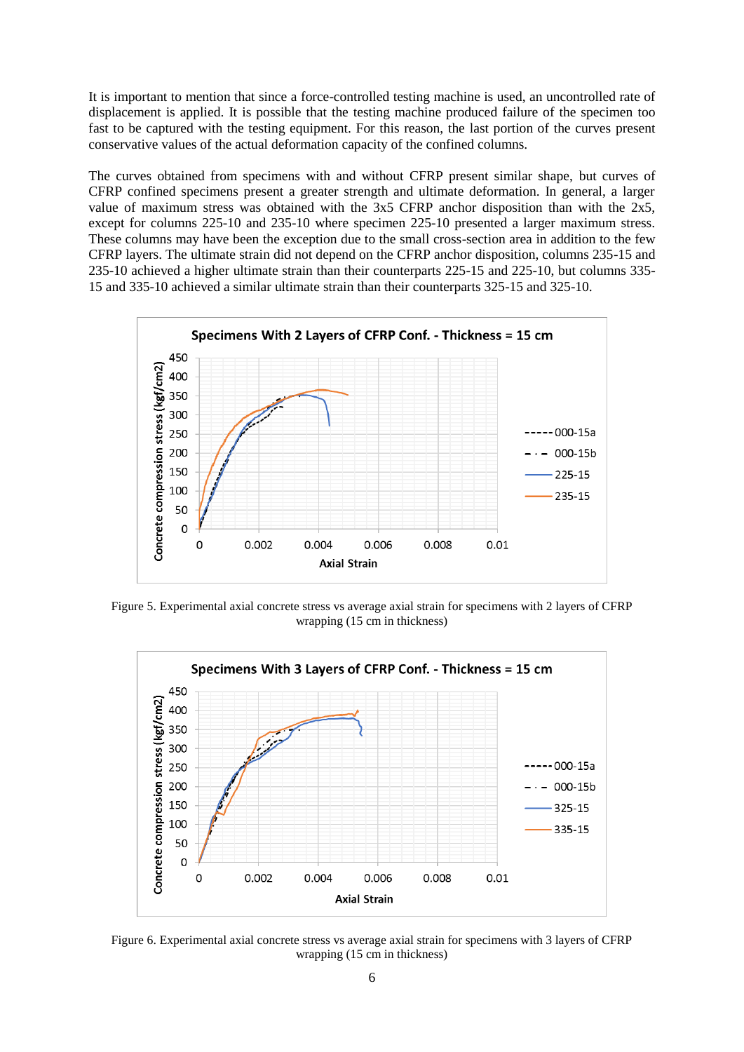It is important to mention that since a force-controlled testing machine is used, an uncontrolled rate of displacement is applied. It is possible that the testing machine produced failure of the specimen too fast to be captured with the testing equipment. For this reason, the last portion of the curves present conservative values of the actual deformation capacity of the confined columns.

The curves obtained from specimens with and without CFRP present similar shape, but curves of CFRP confined specimens present a greater strength and ultimate deformation. In general, a larger value of maximum stress was obtained with the 3x5 CFRP anchor disposition than with the 2x5, except for columns 225-10 and 235-10 where specimen 225-10 presented a larger maximum stress. These columns may have been the exception due to the small cross-section area in addition to the few CFRP layers. The ultimate strain did not depend on the CFRP anchor disposition, columns 235-15 and 235-10 achieved a higher ultimate strain than their counterparts 225-15 and 225-10, but columns 335-15 and 335-10 achieved a similar ultimate strain than their counterparts 325-15 and 325-10.

Figure 5. Experimental axial concrete stress vs average axial strain for specimens with 2 layers of CFRP wrapping (15 cm in thickness)

Figure 6. Experimental axial concrete stress vs average axial strain for specimens with 3 layers of CFRP wrapping (15 cm in thickness)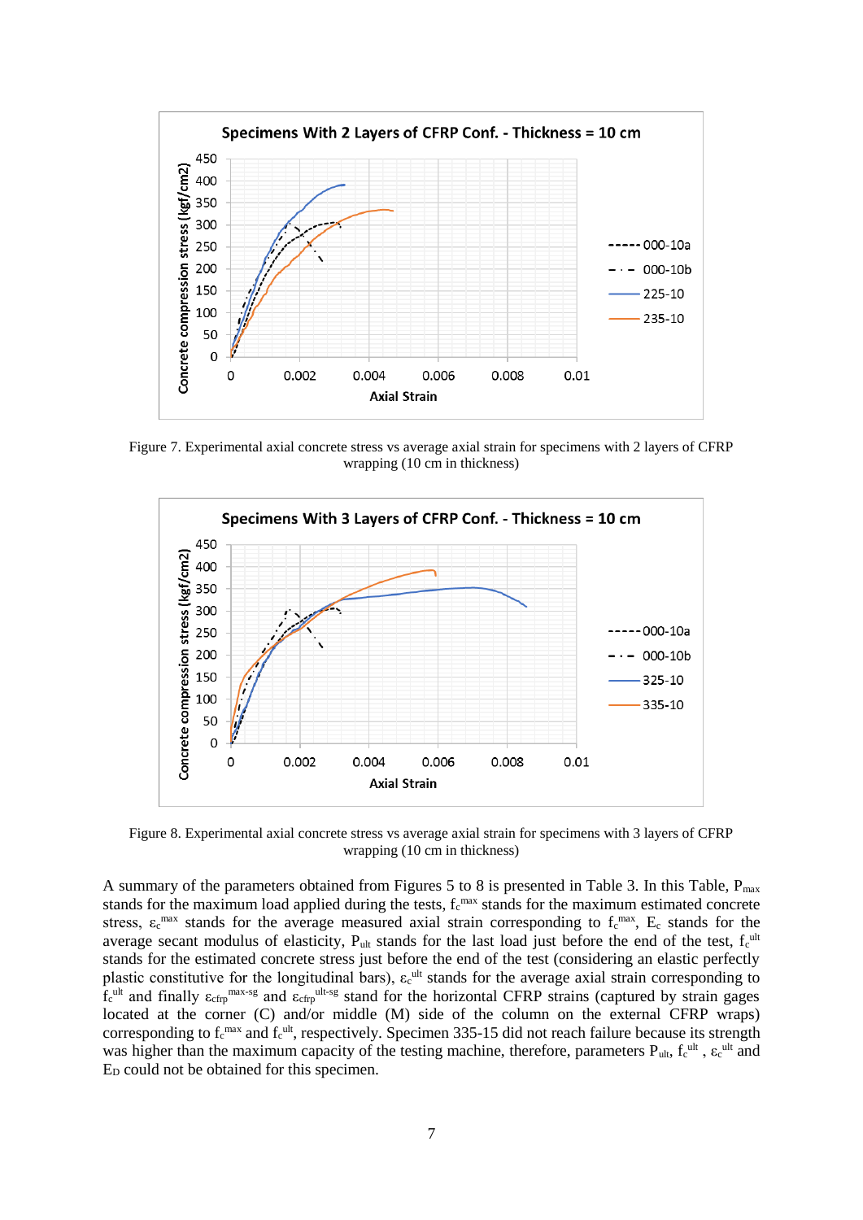Figure 7. Experimental axial concrete stress vs average axial strain for specimens with 2 layers of CFRP wrapping (10 cm in thickness)

Figure 8. Experimental axial concrete stress vs average axial strain for specimens with 3 layers of CFRP wrapping (10 cm in thickness)

A summary of the parameters obtained from Figures 5 to 8 is presented in Table 3. In this Table, $P_{max}$ stands for the maximum load applied during the tests, $f_c^{max}$ stands for the maximum estimated concrete stress, $\varepsilon_c^{max}$ stands for the average measured axial strain corresponding to $f_c^{max}$, $E_c$ stands for the average secant modulus of elasticity, $P_{ult}$ stands for the last load just before the end of the test, $f_c^{ult}$ stands for the estimated concrete stress just before the end of the test (considering an elastic perfectly plastic constitutive for the longitudinal bars), $\varepsilon_c^{ult}$ stands for the average axial strain corresponding to $f_c^{ult}$ and finally $\varepsilon_{cfrp}^{max\text{-}sg}$ and $\varepsilon_{cfrp}^{ult\text{-}sg}$ stand for the horizontal CFRP strains (captured by strain gages located at the corner (C) and/or middle (M) side of the column on the external CFRP wraps) corresponding to $f_c^{max}$ and $f_c^{ult}$, respectively. Specimen 335-15 did not reach failure because its strength was higher than the maximum capacity of the testing machine, therefore, parameters $P_{ult}$, $f_c^{ult}$ , $\varepsilon_c^{ult}$ and $E_D$ could not be obtained for this specimen.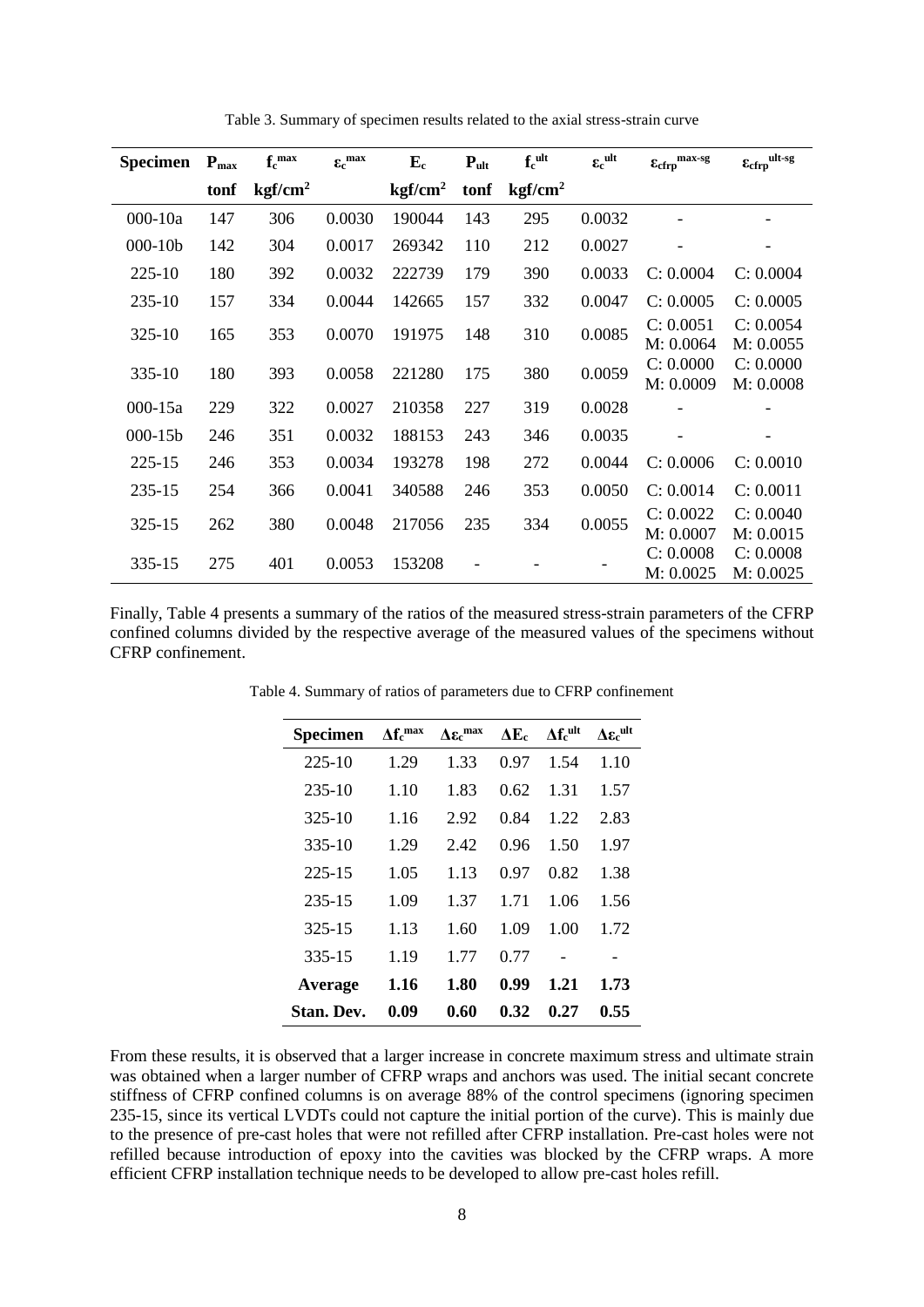Table 3. Summary of specimen results related to the axial stress-strain curve

| Specimen | $P_{max}$ | $f_c^{max}$ | $\varepsilon_c^{max}$ | $E_c$ | $P_{ult}$ | $f_c^{ult}$ | $\varepsilon_c^{ult}$ | $\varepsilon_{cfrp}^{max\text{-}sg}$ | $\varepsilon_{cfrp}^{ult\text{-}sg}$ |
|---|---|---|---|---|---|---|---|---|---|
| | tonf | $kgf/cm^2$ | | $kgf/cm^2$ | tonf | $kgf/cm^2$ | | | |
| 000-10a | 147 | 306 | 0.0030 | 190044 | 143 | 295 | 0.0032 | - | - |
| 000-10b | 142 | 304 | 0.0017 | 269342 | 110 | 212 | 0.0027 | - | - |
| 225-10 | 180 | 392 | 0.0032 | 222739 | 179 | 390 | 0.0033 | C: 0.0004 | C: 0.0004 |
| 235-10 | 157 | 334 | 0.0044 | 142665 | 157 | 332 | 0.0047 | C: 0.0005 | C: 0.0005 |
| 325-10 | 165 | 353 | 0.0070 | 191975 | 148 | 310 | 0.0085 | C: 0.0051 M: 0.0064 | C: 0.0054 M: 0.0055 |
| 335-10 | 180 | 393 | 0.0058 | 221280 | 175 | 380 | 0.0059 | C: 0.0000 M: 0.0009 | C: 0.0000 M: 0.0008 |
| 000-15a | 229 | 322 | 0.0027 | 210358 | 227 | 319 | 0.0028 | - | - |
| 000-15b | 246 | 351 | 0.0032 | 188153 | 243 | 346 | 0.0035 | - | - |
| 225-15 | 246 | 353 | 0.0034 | 193278 | 198 | 272 | 0.0044 | C: 0.0006 | C: 0.0010 |
| 235-15 | 254 | 366 | 0.0041 | 340588 | 246 | 353 | 0.0050 | C: 0.0014 | C: 0.0011 |
| 325-15 | 262 | 380 | 0.0048 | 217056 | 235 | 334 | 0.0055 | C: 0.0022 M: 0.0007 | C: 0.0040 M: 0.0015 |
| 335-15 | 275 | 401 | 0.0053 | 153208 | - | - | - | C: 0.0008 M: 0.0025 | C: 0.0008 M: 0.0025 |

Finally, Table 4 presents a summary of the ratios of the measured stress-strain parameters of the CFRP confined columns divided by the respective average of the measured values of the specimens without CFRP confinement.

Table 4. Summary of ratios of parameters due to CFRP confinement

| Specimen | $\Delta f_c^{max}$ | $\Delta\varepsilon_c^{max}$ | $\Delta E_c$ | $\Delta f_c^{ult}$ | $\Delta\varepsilon_c^{ult}$ |
|---|---|---|---|---|---|
| 225-10 | 1.29 | 1.33 | 0.97 | 1.54 | 1.10 |
| 235-10 | 1.10 | 1.83 | 0.62 | 1.31 | 1.57 |
| 325-10 | 1.16 | 2.92 | 0.84 | 1.22 | 2.83 |
| 335-10 | 1.29 | 2.42 | 0.96 | 1.50 | 1.97 |
| 225-15 | 1.05 | 1.13 | 0.97 | 0.82 | 1.38 |
| 235-15 | 1.09 | 1.37 | 1.71 | 1.06 | 1.56 |
| 325-15 | 1.13 | 1.60 | 1.09 | 1.00 | 1.72 |
| 335-15 | 1.19 | 1.77 | 0.77 | - | - |
| **Average** | **1.16** | **1.80** | **0.99** | **1.21** | **1.73** |
| **Stan. Dev.** | **0.09** | **0.60** | **0.32** | **0.27** | **0.55** |

From these results, it is observed that a larger increase in concrete maximum stress and ultimate strain was obtained when a larger number of CFRP wraps and anchors was used. The initial secant concrete stiffness of CFRP confined columns is on average 88% of the control specimens (ignoring specimen 235-15, since its vertical LVDTs could not capture the initial portion of the curve). This is mainly due to the presence of pre-cast holes that were not refilled after CFRP installation. Pre-cast holes were not refilled because introduction of epoxy into the cavities was blocked by the CFRP wraps. A more efficient CFRP installation technique needs to be developed to allow pre-cast holes refill.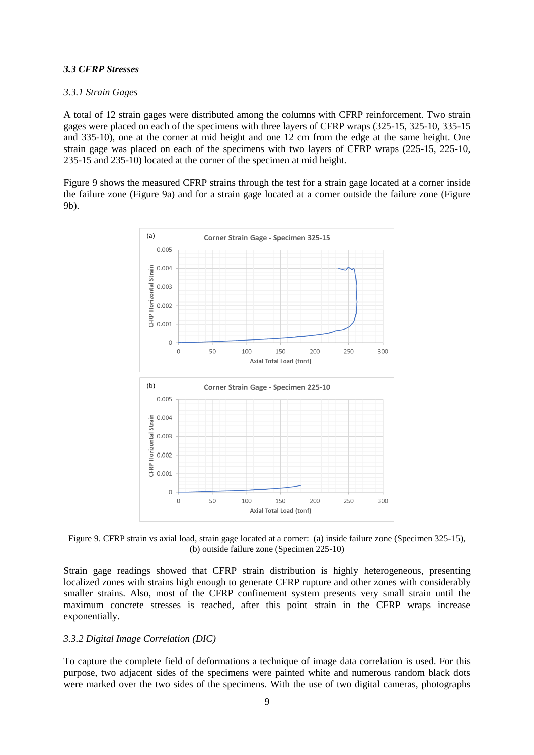### *3.3 CFRP Stresses*

#### *3.3.1 Strain Gages*

A total of 12 strain gages were distributed among the columns with CFRP reinforcement. Two strain gages were placed on each of the specimens with three layers of CFRP wraps (325-15, 325-10, 335-15 and 335-10), one at the corner at mid height and one 12 cm from the edge at the same height. One strain gage was placed on each of the specimens with two layers of CFRP wraps (225-15, 225-10, 235-15 and 235-10) located at the corner of the specimen at mid height.

Figure 9 shows the measured CFRP strains through the test for a strain gage located at a corner inside the failure zone (Figure 9a) and for a strain gage located at a corner outside the failure zone (Figure 9b).

Figure 9. CFRP strain vs axial load, strain gage located at a corner: (a) inside failure zone (Specimen 325-15), (b) outside failure zone (Specimen 225-10)

Strain gage readings showed that CFRP strain distribution is highly heterogeneous, presenting localized zones with strains high enough to generate CFRP rupture and other zones with considerably smaller strains. Also, most of the CFRP confinement system presents very small strain until the maximum concrete stresses is reached, after this point strain in the CFRP wraps increase exponentially.

#### *3.3.2 Digital Image Correlation (DIC)*

To capture the complete field of deformations a technique of image data correlation is used. For this purpose, two adjacent sides of the specimens were painted white and numerous random black dots were marked over the two sides of the specimens. With the use of two digital cameras, photographs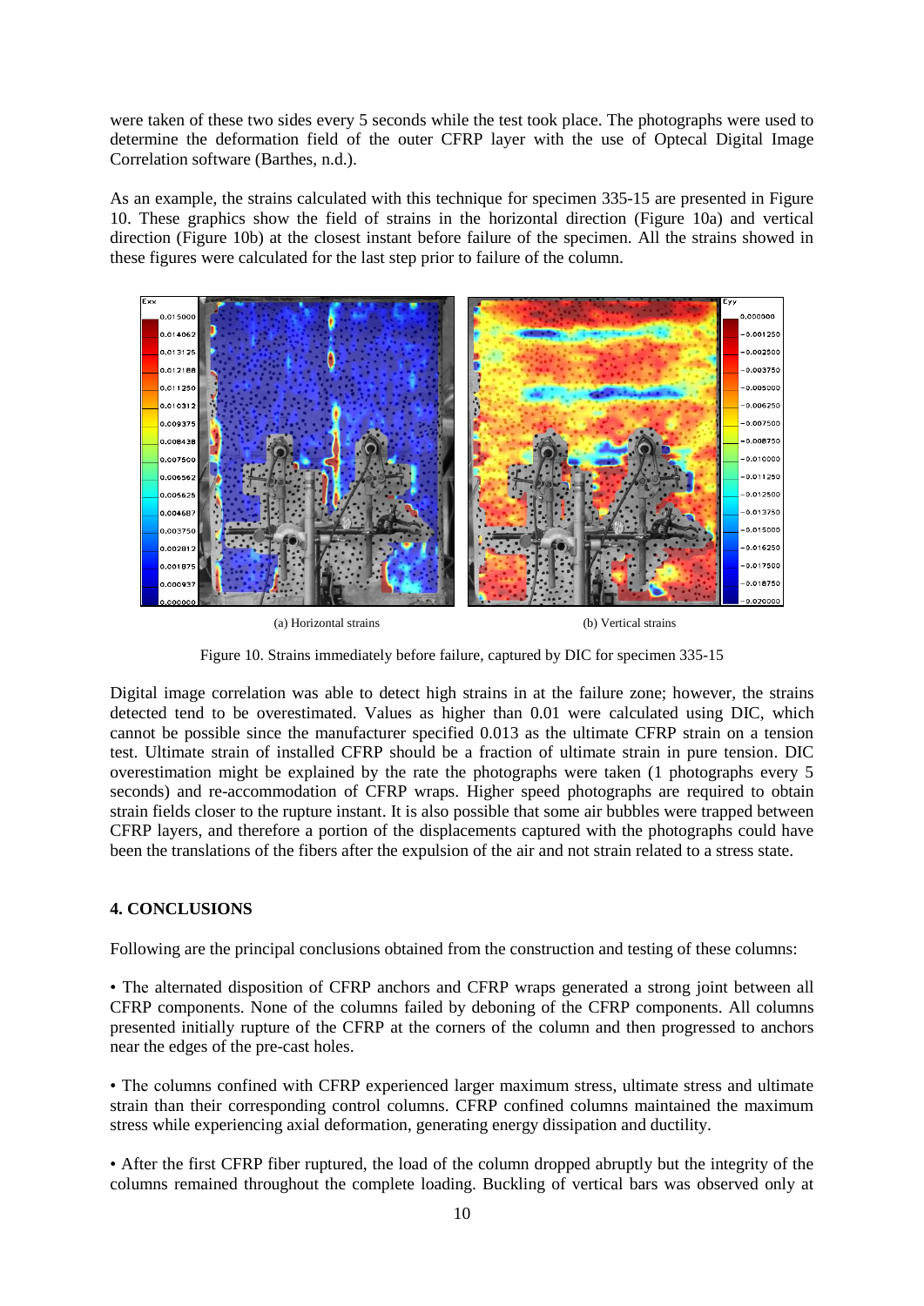were taken of these two sides every 5 seconds while the test took place. The photographs were used to determine the deformation field of the outer CFRP layer with the use of Optecal Digital Image Correlation software (Barthes, n.d.).

As an example, the strains calculated with this technique for specimen 335-15 are presented in Figure 10. These graphics show the field of strains in the horizontal direction (Figure 10a) and vertical direction (Figure 10b) at the closest instant before failure of the specimen. All the strains showed in these figures were calculated for the last step prior to failure of the column.

(a) Horizontal strains

(b) Vertical strains

Figure 10. Strains immediately before failure, captured by DIC for specimen 335-15

Digital image correlation was able to detect high strains in at the failure zone; however, the strains detected tend to be overestimated. Values as higher than 0.01 were calculated using DIC, which cannot be possible since the manufacturer specified 0.013 as the ultimate CFRP strain on a tension test. Ultimate strain of installed CFRP should be a fraction of ultimate strain in pure tension. DIC overestimation might be explained by the rate the photographs were taken (1 photographs every 5 seconds) and re-accommodation of CFRP wraps. Higher speed photographs are required to obtain strain fields closer to the rupture instant. It is also possible that some air bubbles were trapped between CFRP layers, and therefore a portion of the displacements captured with the photographs could have been the translations of the fibers after the expulsion of the air and not strain related to a stress state.

## 4. CONCLUSIONS

Following are the principal conclusions obtained from the construction and testing of these columns:

- The alternated disposition of CFRP anchors and CFRP wraps generated a strong joint between all CFRP components. None of the columns failed by deboning of the CFRP components. All columns presented initially rupture of the CFRP at the corners of the column and then progressed to anchors near the edges of the pre-cast holes.

- The columns confined with CFRP experienced larger maximum stress, ultimate stress and ultimate strain than their corresponding control columns. CFRP confined columns maintained the maximum stress while experiencing axial deformation, generating energy dissipation and ductility.

- After the first CFRP fiber ruptured, the load of the column dropped abruptly but the integrity of the columns remained throughout the complete loading. Buckling of vertical bars was observed only at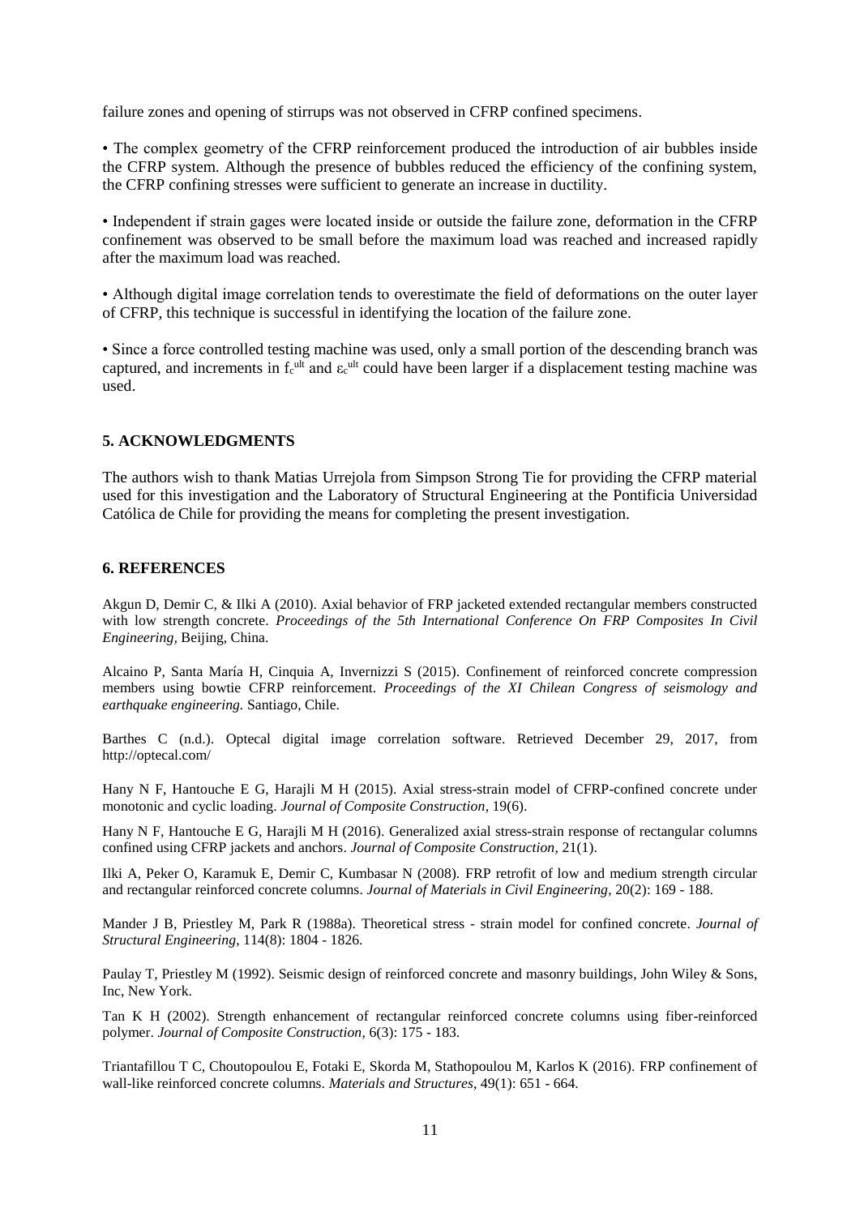failure zones and opening of stirrups was not observed in CFRP confined specimens.

• The complex geometry of the CFRP reinforcement produced the introduction of air bubbles inside the CFRP system. Although the presence of bubbles reduced the efficiency of the confining system, the CFRP confining stresses were sufficient to generate an increase in ductility.

• Independent if strain gages were located inside or outside the failure zone, deformation in the CFRP confinement was observed to be small before the maximum load was reached and increased rapidly after the maximum load was reached.

• Although digital image correlation tends to overestimate the field of deformations on the outer layer of CFRP, this technique is successful in identifying the location of the failure zone.

• Since a force controlled testing machine was used, only a small portion of the descending branch was captured, and increments in $f_c^{ult}$ and $\varepsilon_c^{ult}$ could have been larger if a displacement testing machine was used.

## 5. ACKNOWLEDGMENTS

The authors wish to thank Matias Urrejola from Simpson Strong Tie for providing the CFRP material used for this investigation and the Laboratory of Structural Engineering at the Pontificia Universidad Católica de Chile for providing the means for completing the present investigation.

## 6. REFERENCES

Akgun D, Demir C, & Ilki A (2010). Axial behavior of FRP jacketed extended rectangular members constructed with low strength concrete. *Proceedings of the 5th International Conference On FRP Composites In Civil Engineering,* Beijing, China.

Alcaino P, Santa María H, Cinquia A, Invernizzi S (2015). Confinement of reinforced concrete compression members using bowtie CFRP reinforcement. *Proceedings of the XI Chilean Congress of seismology and earthquake engineering.* Santiago, Chile.

Barthes C (n.d.). Optecal digital image correlation software. Retrieved December 29, 2017, from http://optecal.com/

Hany N F, Hantouche E G, Harajli M H (2015). Axial stress-strain model of CFRP-confined concrete under monotonic and cyclic loading. *Journal of Composite Construction*, 19(6).

Hany N F, Hantouche E G, Harajli M H (2016). Generalized axial stress-strain response of rectangular columns confined using CFRP jackets and anchors. *Journal of Composite Construction,* 21(1).

Ilki A, Peker O, Karamuk E, Demir C, Kumbasar N (2008). FRP retrofit of low and medium strength circular and rectangular reinforced concrete columns. *Journal of Materials in Civil Engineering*, 20(2): 169 - 188.

Mander J B, Priestley M, Park R (1988a). Theoretical stress - strain model for confined concrete. *Journal of Structural Engineering*, 114(8): 1804 - 1826.

Paulay T, Priestley M (1992). Seismic design of reinforced concrete and masonry buildings, John Wiley & Sons, Inc, New York.

Tan K H (2002). Strength enhancement of rectangular reinforced concrete columns using fiber-reinforced polymer. *Journal of Composite Construction,* 6(3): 175 - 183.

Triantafillou T C, Choutopoulou E, Fotaki E, Skorda M, Stathopoulou M, Karlos K (2016). FRP confinement of wall-like reinforced concrete columns. *Materials and Structures*, 49(1): 651 - 664.